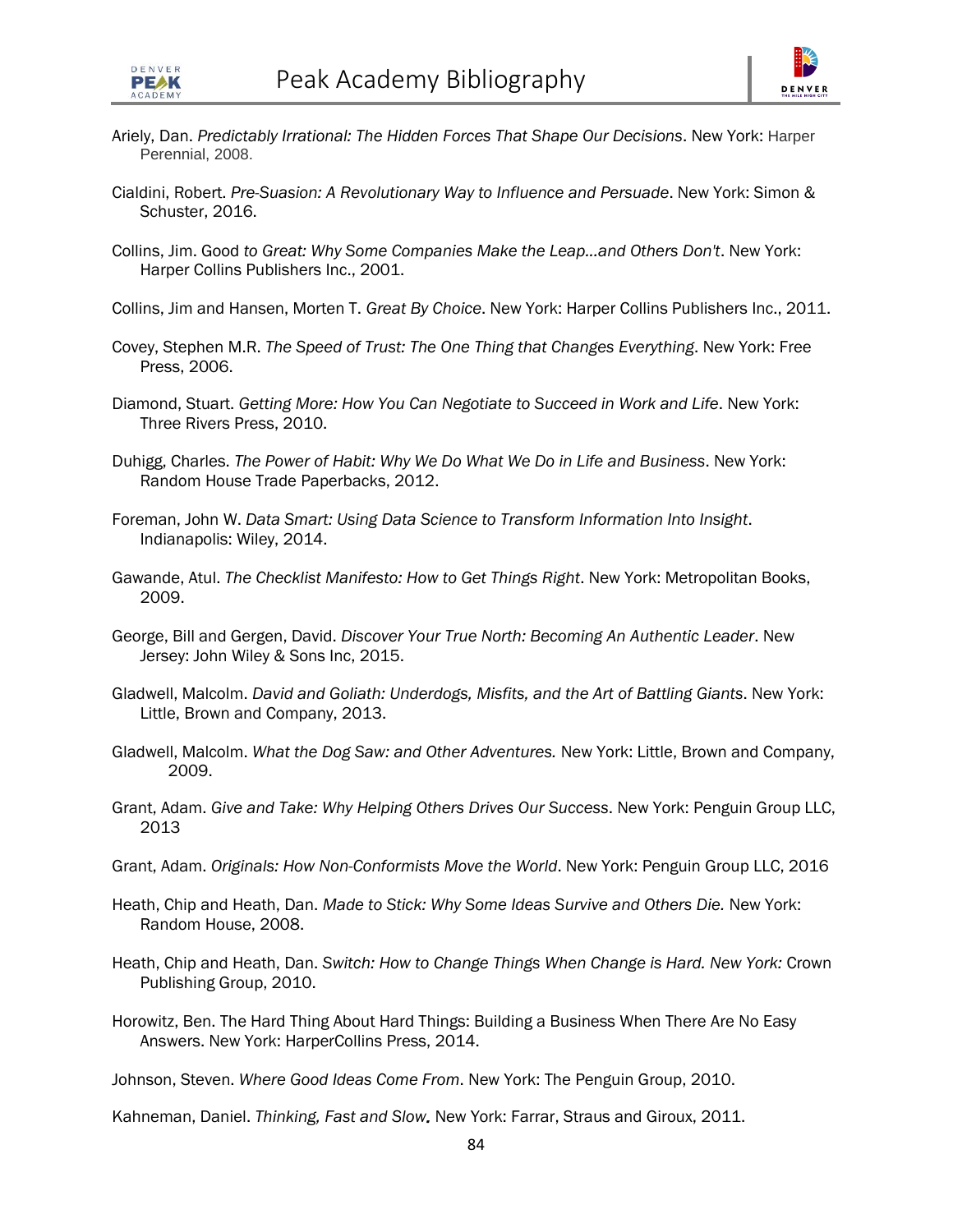# Peak Academy Bibliography

Ariely, Dan. *Predictably Irrational: The Hidden Forces That Shape Our Decisions*. New York: Harper Perennial, 2008.

Cialdini, Robert. *Pre-Suasion: A Revolutionary Way to Influence and Persuade*. New York: Simon & Schuster, 2016.

Collins, Jim. Good *to Great: Why Some Companies Make the Leap...and Others Don't*. New York: Harper Collins Publishers Inc., 2001.

Collins, Jim and Hansen, Morten T. *Great By Choice*. New York: Harper Collins Publishers Inc., 2011.

Covey, Stephen M.R. *The Speed of Trust: The One Thing that Changes Everything*. New York: Free Press, 2006.

Diamond, Stuart. *Getting More: How You Can Negotiate to Succeed in Work and Life*. New York: Three Rivers Press, 2010.

Duhigg, Charles. *The Power of Habit: Why We Do What We Do in Life and Business*. New York: Random House Trade Paperbacks, 2012.

Foreman, John W. *Data Smart: Using Data Science to Transform Information Into Insight*. Indianapolis: Wiley, 2014.

Gawande, Atul. *The Checklist Manifesto: How to Get Things Right*. New York: Metropolitan Books, 2009.

George, Bill and Gergen, David. *Discover Your True North: Becoming An Authentic Leader*. New Jersey: John Wiley & Sons Inc, 2015.

Gladwell, Malcolm. *David and Goliath: Underdogs, Misfits, and the Art of Battling Giants*. New York: Little, Brown and Company, 2013.

Gladwell, Malcolm. *What the Dog Saw: and Other Adventures.* New York: Little, Brown and Company, 2009.

Grant, Adam. *Give and Take: Why Helping Others Drives Our Success*. New York: Penguin Group LLC, 2013

Grant, Adam. *Originals: How Non-Conformists Move the World*. New York: Penguin Group LLC, 2016

Heath, Chip and Heath, Dan. *Made to Stick: Why Some Ideas Survive and Others Die.* New York: Random House, 2008.

Heath, Chip and Heath, Dan. *Switch: How to Change Things When Change is Hard. New York:* Crown Publishing Group, 2010.

Horowitz, Ben. The Hard Thing About Hard Things: Building a Business When There Are No Easy Answers. New York: HarperCollins Press, 2014.

Johnson, Steven. *Where Good Ideas Come From*. New York: The Penguin Group, 2010.

Kahneman, Daniel. *Thinking, Fast and Slow.* New York: Farrar, Straus and Giroux, 2011.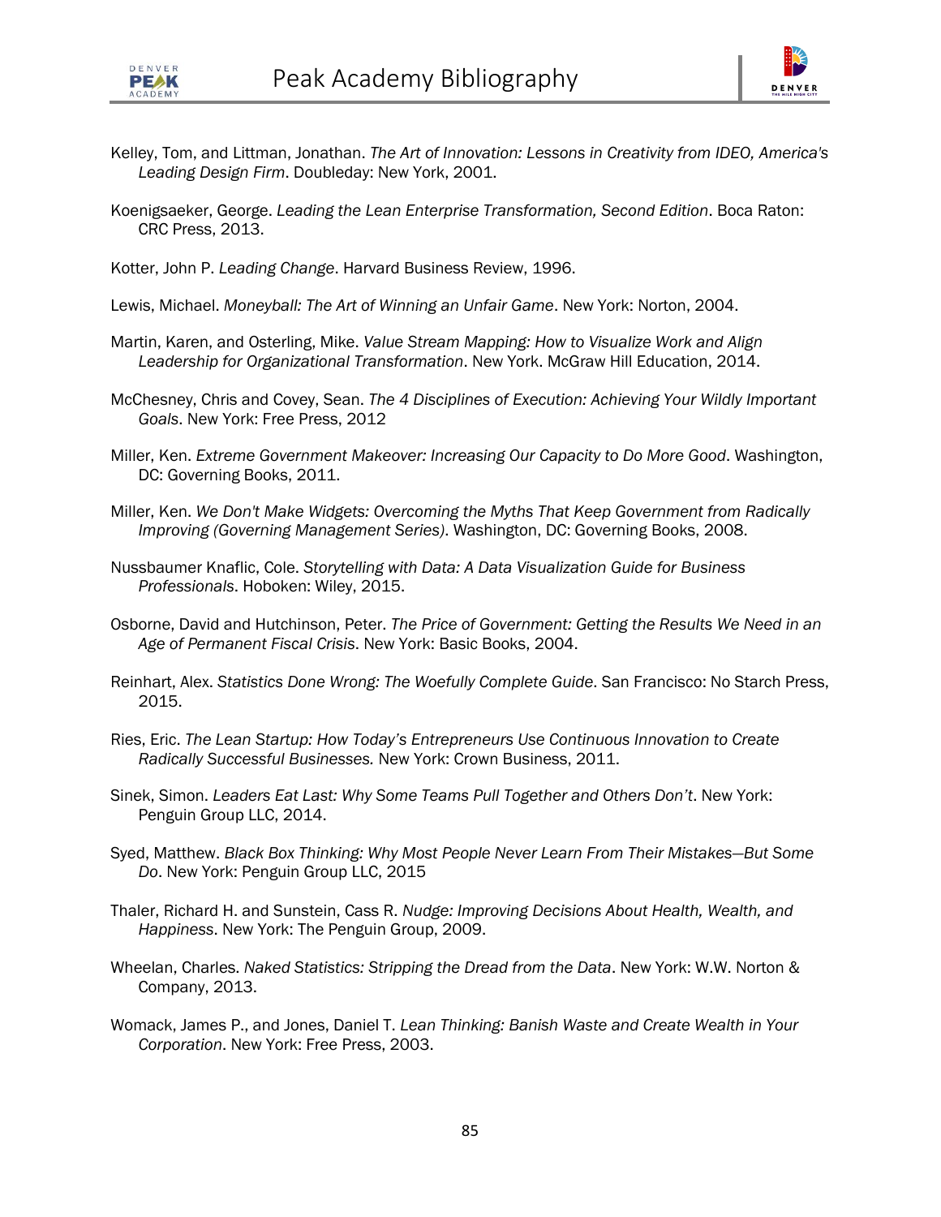Kelley, Tom, and Littman, Jonathan. *The Art of Innovation: Lessons in Creativity from IDEO, America's Leading Design Firm*. Doubleday: New York, 2001.

Koenigsaeker, George. *Leading the Lean Enterprise Transformation, Second Edition*. Boca Raton: CRC Press, 2013.

Kotter, John P. *Leading Change*. Harvard Business Review, 1996.

Lewis, Michael. *Moneyball: The Art of Winning an Unfair Game*. New York: Norton, 2004.

Martin, Karen, and Osterling, Mike. *Value Stream Mapping: How to Visualize Work and Align Leadership for Organizational Transformation*. New York. McGraw Hill Education, 2014.

McChesney, Chris and Covey, Sean. *The 4 Disciplines of Execution: Achieving Your Wildly Important Goals*. New York: Free Press, 2012

Miller, Ken. *Extreme Government Makeover: Increasing Our Capacity to Do More Good*. Washington, DC: Governing Books, 2011.

Miller, Ken. *We Don't Make Widgets: Overcoming the Myths That Keep Government from Radically Improving (Governing Management Series)*. Washington, DC: Governing Books, 2008.

Nussbaumer Knaflic, Cole. *Storytelling with Data: A Data Visualization Guide for Business Professionals*. Hoboken: Wiley, 2015.

Osborne, David and Hutchinson, Peter. *The Price of Government: Getting the Results We Need in an Age of Permanent Fiscal Crisis*. New York: Basic Books, 2004.

Reinhart, Alex. *Statistics Done Wrong: The Woefully Complete Guide*. San Francisco: No Starch Press, 2015.

Ries, Eric. *The Lean Startup: How Today's Entrepreneurs Use Continuous Innovation to Create Radically Successful Businesses.* New York: Crown Business, 2011.

Sinek, Simon. *Leaders Eat Last: Why Some Teams Pull Together and Others Don't*. New York: Penguin Group LLC, 2014.

Syed, Matthew. *Black Box Thinking: Why Most People Never Learn From Their Mistakes—But Some Do*. New York: Penguin Group LLC, 2015

Thaler, Richard H. and Sunstein, Cass R. *Nudge: Improving Decisions About Health, Wealth, and Happiness*. New York: The Penguin Group, 2009.

Wheelan, Charles. *Naked Statistics: Stripping the Dread from the Data*. New York: W.W. Norton & Company, 2013.

Womack, James P., and Jones, Daniel T. *Lean Thinking: Banish Waste and Create Wealth in Your Corporation*. New York: Free Press, 2003.